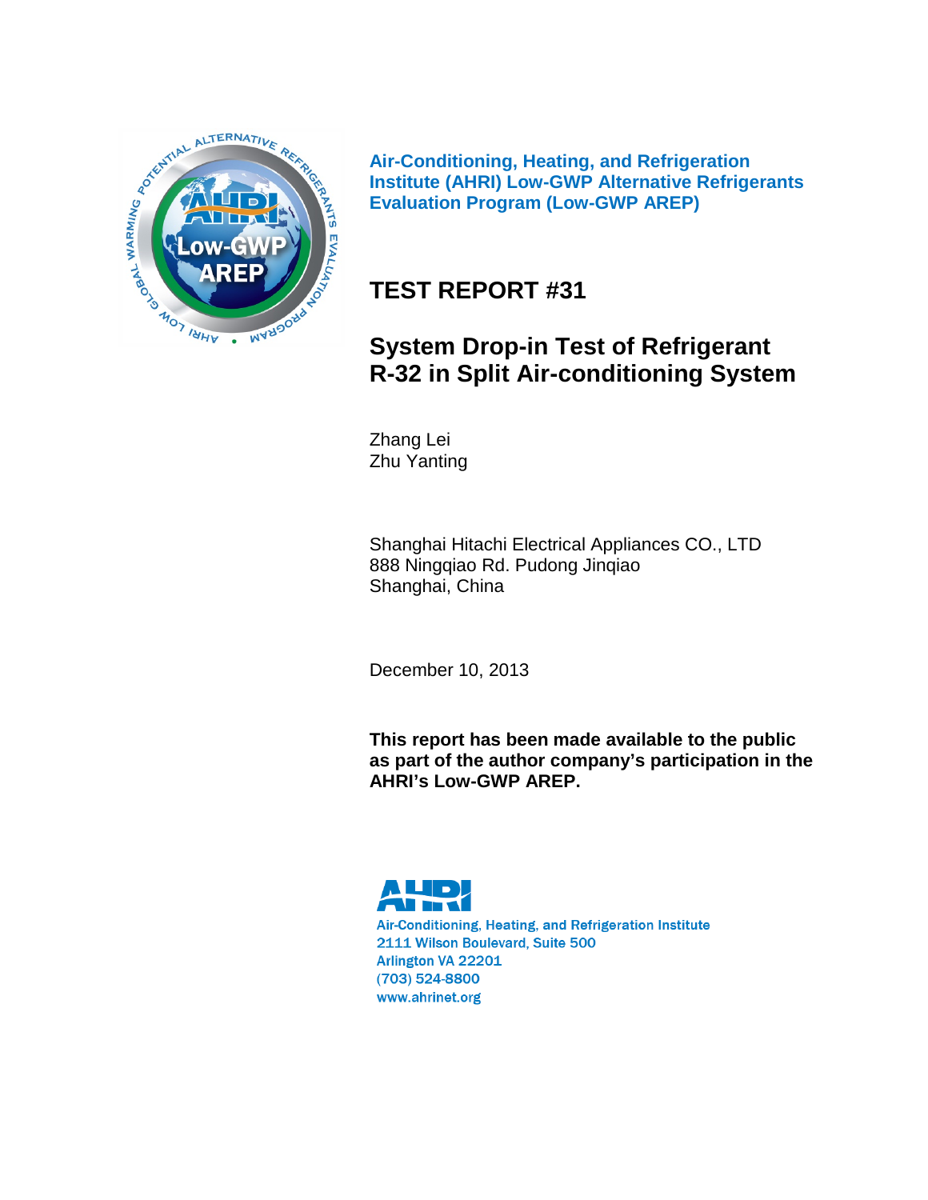**Air-Conditioning, Heating, and Refrigeration Institute (AHRI) Low-GWP Alternative Refrigerants Evaluation Program (Low-GWP AREP)**

# TEST REPORT #31

# System Drop-in Test of Refrigerant R-32 in Split Air-conditioning System

Zhang Lei
Zhu Yanting

Shanghai Hitachi Electrical Appliances CO., LTD
888 Ningqiao Rd. Pudong Jinqiao
Shanghai, China

December 10, 2013

**This report has been made available to the public as part of the author company's participation in the AHRI's Low-GWP AREP.**

AHRI
Air-Conditioning, Heating, and Refrigeration Institute
2111 Wilson Boulevard, Suite 500
Arlington VA 22201
(703) 524-8800
www.ahrinet.org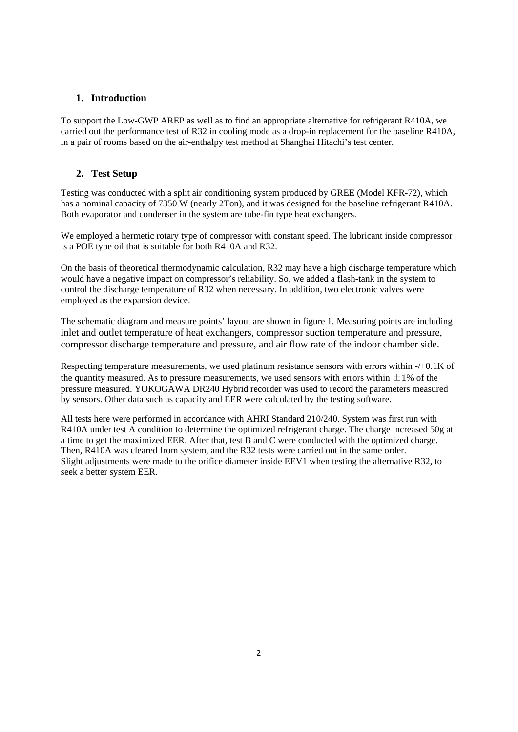## 1. Introduction

To support the Low-GWP AREP as well as to find an appropriate alternative for refrigerant R410A, we carried out the performance test of R32 in cooling mode as a drop-in replacement for the baseline R410A, in a pair of rooms based on the air-enthalpy test method at Shanghai Hitachi's test center.

## 2. Test Setup

Testing was conducted with a split air conditioning system produced by GREE (Model KFR-72), which has a nominal capacity of 7350 W (nearly 2Ton), and it was designed for the baseline refrigerant R410A. Both evaporator and condenser in the system are tube-fin type heat exchangers.

We employed a hermetic rotary type of compressor with constant speed. The lubricant inside compressor is a POE type oil that is suitable for both R410A and R32.

On the basis of theoretical thermodynamic calculation, R32 may have a high discharge temperature which would have a negative impact on compressor's reliability. So, we added a flash-tank in the system to control the discharge temperature of R32 when necessary. In addition, two electronic valves were employed as the expansion device.

The schematic diagram and measure points' layout are shown in figure 1. Measuring points are including inlet and outlet temperature of heat exchangers, compressor suction temperature and pressure, compressor discharge temperature and pressure, and air flow rate of the indoor chamber side.

Respecting temperature measurements, we used platinum resistance sensors with errors within -/+0.1K of the quantity measured. As to pressure measurements, we used sensors with errors within ±1% of the pressure measured. YOKOGAWA DR240 Hybrid recorder was used to record the parameters measured by sensors. Other data such as capacity and EER were calculated by the testing software.

All tests here were performed in accordance with AHRI Standard 210/240. System was first run with R410A under test A condition to determine the optimized refrigerant charge. The charge increased 50g at a time to get the maximized EER. After that, test B and C were conducted with the optimized charge. Then, R410A was cleared from system, and the R32 tests were carried out in the same order. Slight adjustments were made to the orifice diameter inside EEV1 when testing the alternative R32, to seek a better system EER.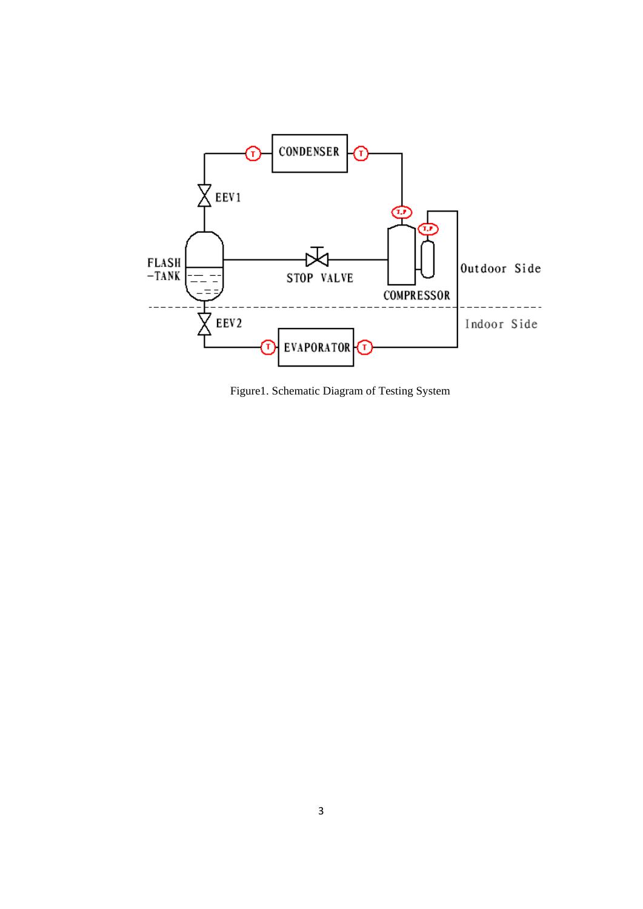Figure1. Schematic Diagram of Testing System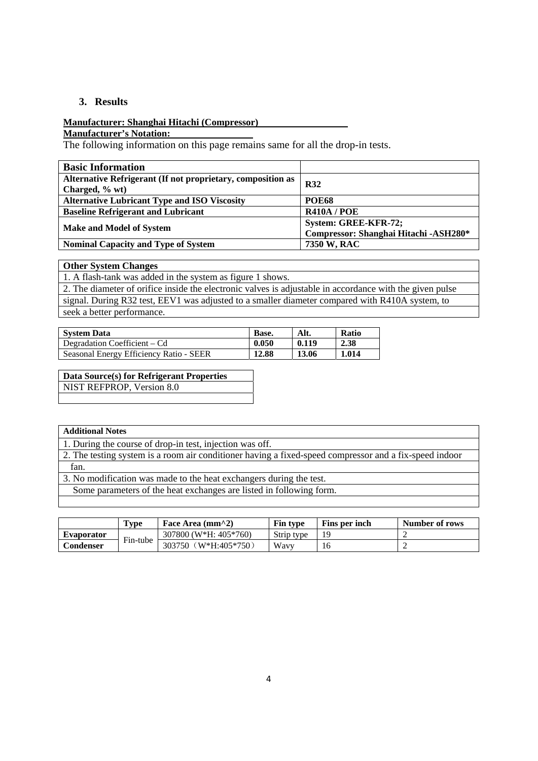## 3. Results

**Manufacturer: Shanghai Hitachi (Compressor)**

**Manufacturer's Notation:**

The following information on this page remains same for all the drop-in tests.

| Basic Information | |
|---|---|
| **Alternative Refrigerant (If not proprietary, composition as Charged, % wt)** | **R32** |
| **Alternative Lubricant Type and ISO Viscosity** | **POE68** |
| **Baseline Refrigerant and Lubricant** | **R410A / POE** |
| **Make and Model of System** | **System: GREE-KFR-72; Compressor: Shanghai Hitachi -ASH280*** |
| **Nominal Capacity and Type of System** | **7350 W, RAC** |

| Other System Changes |
|---|
| 1. A flash-tank was added in the system as figure 1 shows. |
| 2. The diameter of orifice inside the electronic valves is adjustable in accordance with the given pulse signal. During R32 test, EEV1 was adjusted to a smaller diameter compared with R410A system, to seek a better performance. |

| System Data | Base. | Alt. | Ratio |
|---|---|---|---|
| Degradation Coefficient – Cd | **0.050** | **0.119** | **2.38** |
| Seasonal Energy Efficiency Ratio - SEER | **12.88** | **13.06** | **1.014** |

| Data Source(s) for Refrigerant Properties |
|---|
| NIST REFPROP, Version 8.0 |
| |

| Additional Notes |
|---|
| 1. During the course of drop-in test, injection was off. |
| 2. The testing system is a room air conditioner having a fixed-speed compressor and a fix-speed indoor fan. |
| 3. No modification was made to the heat exchangers during the test. Some parameters of the heat exchanges are listed in following form. |
| |

| | Type | Face Area (mm^2) | Fin type | Fins per inch | Number of rows |
|---|---|---|---|---|---|
| **Evaporator** | Fin-tube | 307800 (W*H: 405*760) | Strip type | 19 | 2 |
| **Condenser** | | 303750（W*H:405*750） | Wavy | 16 | 2 |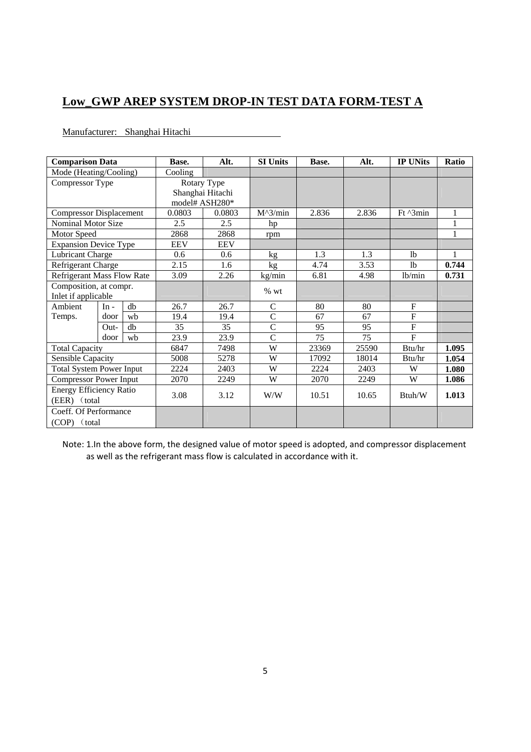# Low_GWP AREP SYSTEM DROP-IN TEST DATA FORM-TEST A

Manufacturer: Shanghai Hitachi

| Comparison Data | | | Base. | Alt. | SI Units | Base. | Alt. | IP UNits | Ratio |
|---|---|---|---|---|---|---|---|---|---|
| Mode (Heating/Cooling) | | | Cooling | | | | | | |
| Compressor Type | | | Rotary Type Shanghai Hitachi model# ASH280* | | | | | | |
| Compressor Displacement | | | 0.0803 | 0.0803 | M^3/min | 2.836 | 2.836 | Ft ^3min | 1 |
| Nominal Motor Size | | | 2.5 | 2.5 | hp | | | | 1 |
| Motor Speed | | | 2868 | 2868 | rpm | | | | 1 |
| Expansion Device Type | | | EEV | EEV | | | | | |
| Lubricant Charge | | | 0.6 | 0.6 | kg | 1.3 | 1.3 | lb | 1 |
| Refrigerant Charge | | | 2.15 | 1.6 | kg | 4.74 | 3.53 | lb | **0.744** |
| Refrigerant Mass Flow Rate | | | 3.09 | 2.26 | kg/min | 6.81 | 4.98 | lb/min | **0.731** |
| Composition, at compr. Inlet if applicable | | | | | % wt | | | | |
| Ambient Temps. | In - door | db | 26.7 | 26.7 | C | 80 | 80 | F | |
| | | wb | 19.4 | 19.4 | C | 67 | 67 | F | |
| | Out- door | db | 35 | 35 | C | 95 | 95 | F | |
| | | wb | 23.9 | 23.9 | C | 75 | 75 | F | |
| Total Capacity | | | 6847 | 7498 | W | 23369 | 25590 | Btu/hr | **1.095** |
| Sensible Capacity | | | 5008 | 5278 | W | 17092 | 18014 | Btu/hr | **1.054** |
| Total System Power Input | | | 2224 | 2403 | W | 2224 | 2403 | W | **1.080** |
| Compressor Power Input | | | 2070 | 2249 | W | 2070 | 2249 | W | **1.086** |
| Energy Efficiency Ratio (EER) （total | | | 3.08 | 3.12 | W/W | 10.51 | 10.65 | Btuh/W | **1.013** |
| Coeff. Of Performance (COP) （total | | | | | | | | | |

Note: 1.In the above form, the designed value of motor speed is adopted, and compressor displacement as well as the refrigerant mass flow is calculated in accordance with it.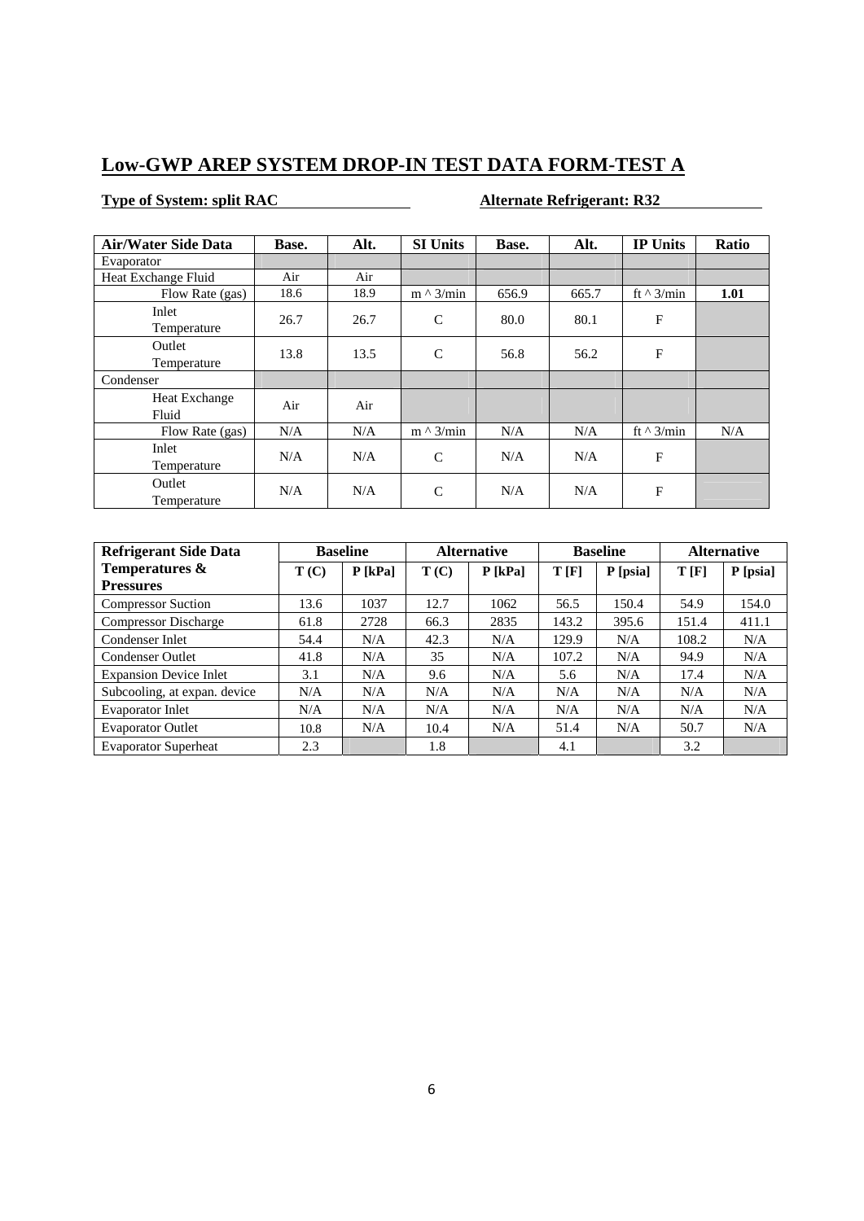## Low-GWP AREP SYSTEM DROP-IN TEST DATA FORM-TEST A

**Type of System: split RAC** **Alternate Refrigerant: R32**

| Air/Water Side Data | Base. | Alt. | SI Units | Base. | Alt. | IP Units | Ratio |
|---|---|---|---|---|---|---|---|
| Evaporator | | | | | | | |
| Heat Exchange Fluid | Air | Air | | | | | |
| Flow Rate (gas) | 18.6 | 18.9 | m ^ 3/min | 656.9 | 665.7 | ft ^ 3/min | **1.01** |
| Inlet Temperature | 26.7 | 26.7 | C | 80.0 | 80.1 | F | |
| Outlet Temperature | 13.8 | 13.5 | C | 56.8 | 56.2 | F | |
| Condenser | | | | | | | |
| Heat Exchange Fluid | Air | Air | | | | | |
| Flow Rate (gas) | N/A | N/A | m ^ 3/min | N/A | N/A | ft ^ 3/min | N/A |
| Inlet Temperature | N/A | N/A | C | N/A | N/A | F | |
| Outlet Temperature | N/A | N/A | C | N/A | N/A | F | |

| Refrigerant Side Data | Baseline | | Alternative | | Baseline | | Alternative | |
|---|---|---|---|---|---|---|---|---|
| Temperatures & Pressures | T (C) | P [kPa] | T (C) | P [kPa] | T [F] | P [psia] | T [F] | P [psia] |
| Compressor Suction | 13.6 | 1037 | 12.7 | 1062 | 56.5 | 150.4 | 54.9 | 154.0 |
| Compressor Discharge | 61.8 | 2728 | 66.3 | 2835 | 143.2 | 395.6 | 151.4 | 411.1 |
| Condenser Inlet | 54.4 | N/A | 42.3 | N/A | 129.9 | N/A | 108.2 | N/A |
| Condenser Outlet | 41.8 | N/A | 35 | N/A | 107.2 | N/A | 94.9 | N/A |
| Expansion Device Inlet | 3.1 | N/A | 9.6 | N/A | 5.6 | N/A | 17.4 | N/A |
| Subcooling, at expan. device | N/A | N/A | N/A | N/A | N/A | N/A | N/A | N/A |
| Evaporator Inlet | N/A | N/A | N/A | N/A | N/A | N/A | N/A | N/A |
| Evaporator Outlet | 10.8 | N/A | 10.4 | N/A | 51.4 | N/A | 50.7 | N/A |
| Evaporator Superheat | 2.3 | | 1.8 | | 4.1 | | 3.2 | |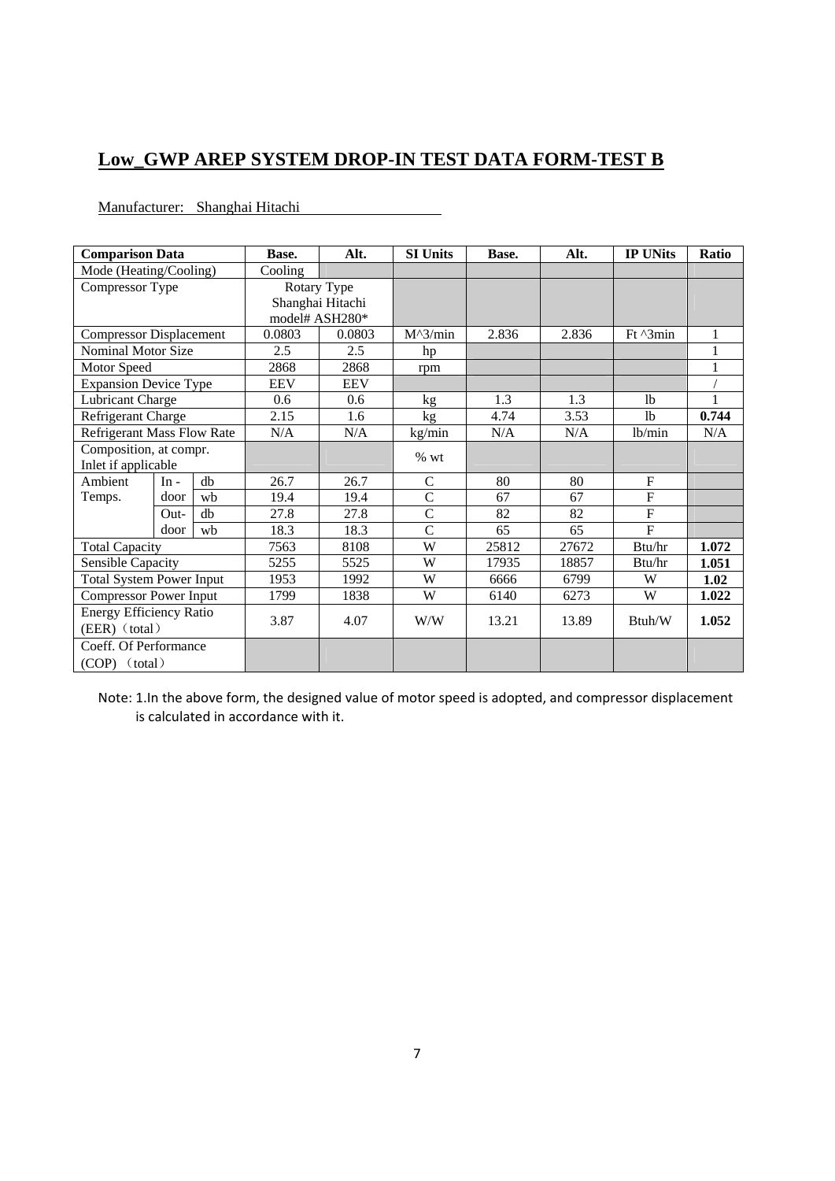## Low_GWP AREP SYSTEM DROP-IN TEST DATA FORM-TEST B

Manufacturer: Shanghai Hitachi

| Comparison Data | | | Base. | Alt. | SI Units | Base. | Alt. | IP UNits | Ratio |
|---|---|---|---|---|---|---|---|---|---|
| Mode (Heating/Cooling) | | | Cooling | | | | | | |
| Compressor Type | | | Rotary Type Shanghai Hitachi model# ASH280* | | | | | | |
| Compressor Displacement | | | 0.0803 | 0.0803 | M^3/min | 2.836 | 2.836 | Ft ^3min | 1 |
| Nominal Motor Size | | | 2.5 | 2.5 | hp | | | | 1 |
| Motor Speed | | | 2868 | 2868 | rpm | | | | 1 |
| Expansion Device Type | | | EEV | EEV | | | | | / |
| Lubricant Charge | | | 0.6 | 0.6 | kg | 1.3 | 1.3 | lb | 1 |
| Refrigerant Charge | | | 2.15 | 1.6 | kg | 4.74 | 3.53 | lb | **0.744** |
| Refrigerant Mass Flow Rate | | | N/A | N/A | kg/min | N/A | N/A | lb/min | N/A |
| Composition, at compr. Inlet if applicable | | | | | % wt | | | | |
| Ambient Temps. | In - door | db | 26.7 | 26.7 | C | 80 | 80 | F | |
| | | wb | 19.4 | 19.4 | C | 67 | 67 | F | |
| | Out- door | db | 27.8 | 27.8 | C | 82 | 82 | F | |
| | | wb | 18.3 | 18.3 | C | 65 | 65 | F | |
| Total Capacity | | | 7563 | 8108 | W | 25812 | 27672 | Btu/hr | **1.072** |
| Sensible Capacity | | | 5255 | 5525 | W | 17935 | 18857 | Btu/hr | **1.051** |
| Total System Power Input | | | 1953 | 1992 | W | 6666 | 6799 | W | **1.02** |
| Compressor Power Input | | | 1799 | 1838 | W | 6140 | 6273 | W | **1.022** |
| Energy Efficiency Ratio (EER)（total） | | | 3.87 | 4.07 | W/W | 13.21 | 13.89 | Btuh/W | **1.052** |
| Coeff. Of Performance (COP) （total） | | | | | | | | | |

Note: 1.In the above form, the designed value of motor speed is adopted, and compressor displacement is calculated in accordance with it.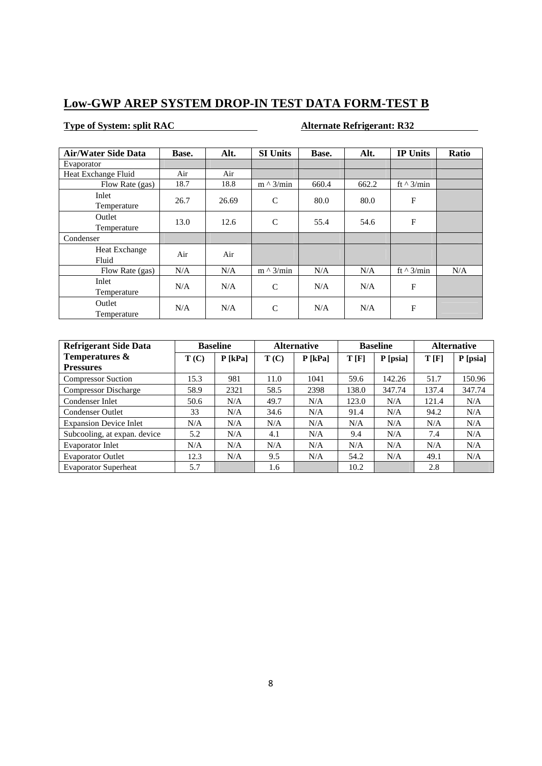## Low-GWP AREP SYSTEM DROP-IN TEST DATA FORM-TEST B

**Type of System: split RAC** **Alternate Refrigerant: R32**

| Air/Water Side Data | Base. | Alt. | SI Units | Base. | Alt. | IP Units | Ratio |
|---|---|---|---|---|---|---|---|
| Evaporator | | | | | | | |
| Heat Exchange Fluid | Air | Air | | | | | |
| Flow Rate (gas) | 18.7 | 18.8 | m ^ 3/min | 660.4 | 662.2 | ft ^ 3/min | |
| Inlet Temperature | 26.7 | 26.69 | C | 80.0 | 80.0 | F | |
| Outlet Temperature | 13.0 | 12.6 | C | 55.4 | 54.6 | F | |
| Condenser | | | | | | | |
| Heat Exchange Fluid | Air | Air | | | | | |
| Flow Rate (gas) | N/A | N/A | m ^ 3/min | N/A | N/A | ft ^ 3/min | N/A |
| Inlet Temperature | N/A | N/A | C | N/A | N/A | F | |
| Outlet Temperature | N/A | N/A | C | N/A | N/A | F | |

| Refrigerant Side Data | Baseline | | Alternative | | Baseline | | Alternative | |
|---|---|---|---|---|---|---|---|---|
| Temperatures & Pressures | T (C) | P [kPa] | T (C) | P [kPa] | T [F] | P [psia] | T [F] | P [psia] |
| Compressor Suction | 15.3 | 981 | 11.0 | 1041 | 59.6 | 142.26 | 51.7 | 150.96 |
| Compressor Discharge | 58.9 | 2321 | 58.5 | 2398 | 138.0 | 347.74 | 137.4 | 347.74 |
| Condenser Inlet | 50.6 | N/A | 49.7 | N/A | 123.0 | N/A | 121.4 | N/A |
| Condenser Outlet | 33 | N/A | 34.6 | N/A | 91.4 | N/A | 94.2 | N/A |
| Expansion Device Inlet | N/A | N/A | N/A | N/A | N/A | N/A | N/A | N/A |
| Subcooling, at expan. device | 5.2 | N/A | 4.1 | N/A | 9.4 | N/A | 7.4 | N/A |
| Evaporator Inlet | N/A | N/A | N/A | N/A | N/A | N/A | N/A | N/A |
| Evaporator Outlet | 12.3 | N/A | 9.5 | N/A | 54.2 | N/A | 49.1 | N/A |
| Evaporator Superheat | 5.7 | | 1.6 | | 10.2 | | 2.8 | |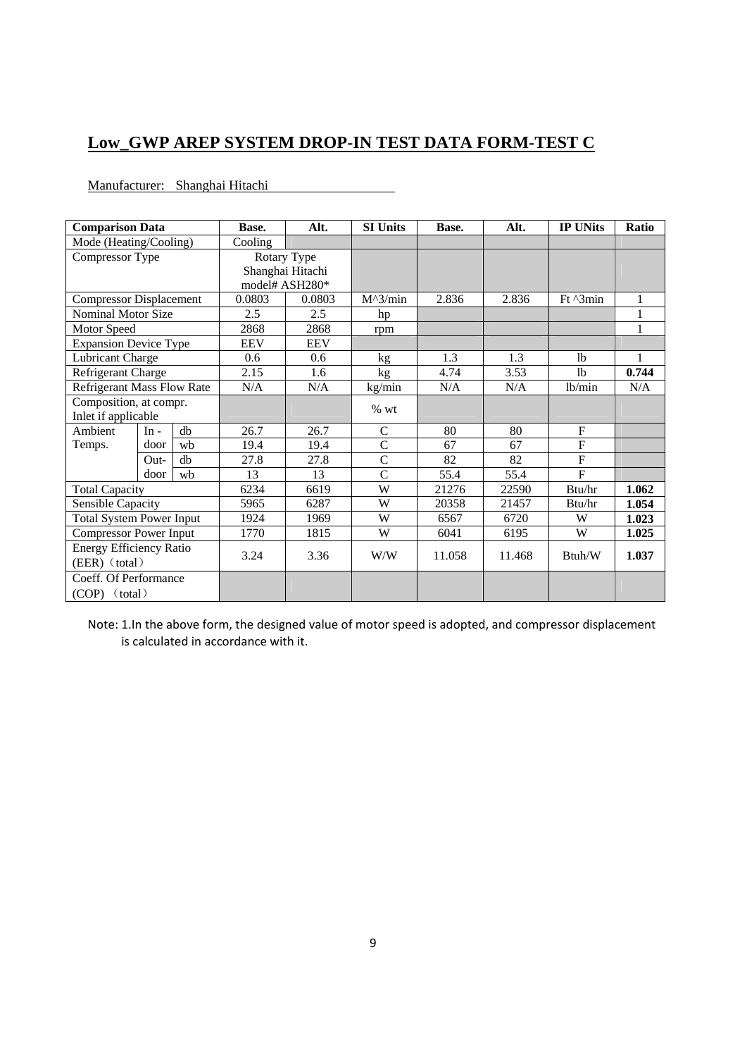## Low_GWP AREP SYSTEM DROP-IN TEST DATA FORM-TEST C

Manufacturer: Shanghai Hitachi

| Comparison Data | | | Base. | Alt. | SI Units | Base. | Alt. | IP UNits | Ratio |
|---|---|---|---|---|---|---|---|---|---|
| Mode (Heating/Cooling) | | | Cooling | | | | | | |
| Compressor Type | | | Rotary Type Shanghai Hitachi model# ASH280* | | | | | | |
| Compressor Displacement | | | 0.0803 | 0.0803 | M^3/min | 2.836 | 2.836 | Ft ^3min | 1 |
| Nominal Motor Size | | | 2.5 | 2.5 | hp | | | | 1 |
| Motor Speed | | | 2868 | 2868 | rpm | | | | 1 |
| Expansion Device Type | | | EEV | EEV | | | | | |
| Lubricant Charge | | | 0.6 | 0.6 | kg | 1.3 | 1.3 | lb | 1 |
| Refrigerant Charge | | | 2.15 | 1.6 | kg | 4.74 | 3.53 | lb | **0.744** |
| Refrigerant Mass Flow Rate | | | N/A | N/A | kg/min | N/A | N/A | lb/min | N/A |
| Composition, at compr. Inlet if applicable | | | | | % wt | | | | |
| Ambient Temps. | In - door | db | 26.7 | 26.7 | C | 80 | 80 | F | |
| | | wb | 19.4 | 19.4 | C | 67 | 67 | F | |
| | Out- door | db | 27.8 | 27.8 | C | 82 | 82 | F | |
| | | wb | 13 | 13 | C | 55.4 | 55.4 | F | |
| Total Capacity | | | 6234 | 6619 | W | 21276 | 22590 | Btu/hr | **1.062** |
| Sensible Capacity | | | 5965 | 6287 | W | 20358 | 21457 | Btu/hr | **1.054** |
| Total System Power Input | | | 1924 | 1969 | W | 6567 | 6720 | W | **1.023** |
| Compressor Power Input | | | 1770 | 1815 | W | 6041 | 6195 | W | **1.025** |
| Energy Efficiency Ratio (EER)（total） | | | 3.24 | 3.36 | W/W | 11.058 | 11.468 | Btuh/W | **1.037** |
| Coeff. Of Performance (COP) （total） | | | | | | | | | |

Note: 1.In the above form, the designed value of motor speed is adopted, and compressor displacement is calculated in accordance with it.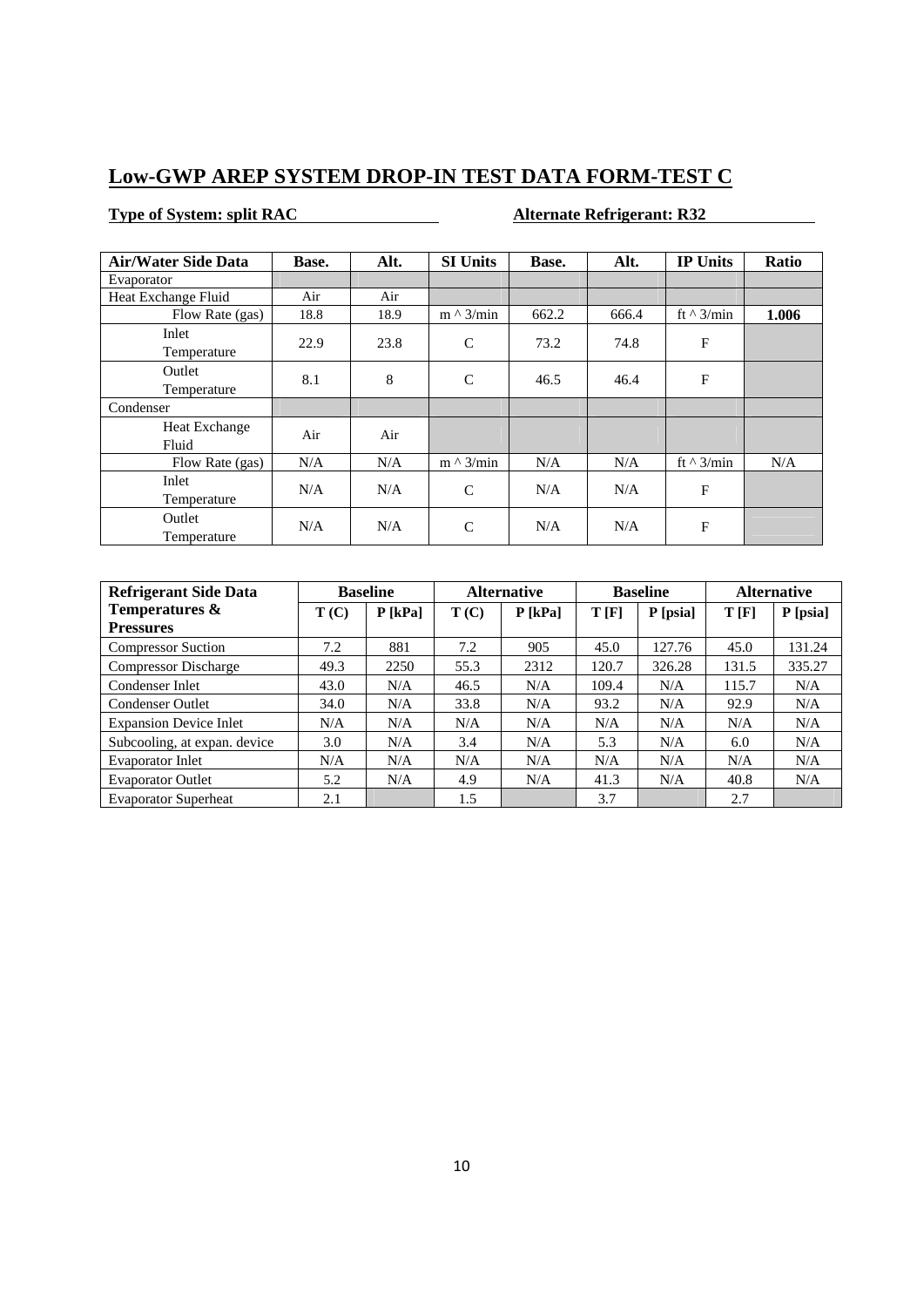## Low-GWP AREP SYSTEM DROP-IN TEST DATA FORM-TEST C

**Type of System: split RAC** **Alternate Refrigerant: R32**

| Air/Water Side Data | Base. | Alt. | SI Units | Base. | Alt. | IP Units | Ratio |
|---|---|---|---|---|---|---|---|
| Evaporator | | | | | | | |
| Heat Exchange Fluid | Air | Air | | | | | |
| Flow Rate (gas) | 18.8 | 18.9 | m ^ 3/min | 662.2 | 666.4 | ft ^ 3/min | **1.006** |
| Inlet Temperature | 22.9 | 23.8 | C | 73.2 | 74.8 | F | |
| Outlet Temperature | 8.1 | 8 | C | 46.5 | 46.4 | F | |
| Condenser | | | | | | | |
| Heat Exchange Fluid | Air | Air | | | | | |
| Flow Rate (gas) | N/A | N/A | m ^ 3/min | N/A | N/A | ft ^ 3/min | N/A |
| Inlet Temperature | N/A | N/A | C | N/A | N/A | F | |
| Outlet Temperature | N/A | N/A | C | N/A | N/A | F | |

| Refrigerant Side Data | Baseline | | Alternative | | Baseline | | Alternative | |
|---|---|---|---|---|---|---|---|---|
| Temperatures & Pressures | T (C) | P [kPa] | T (C) | P [kPa] | T [F] | P [psia] | T [F] | P [psia] |
| Compressor Suction | 7.2 | 881 | 7.2 | 905 | 45.0 | 127.76 | 45.0 | 131.24 |
| Compressor Discharge | 49.3 | 2250 | 55.3 | 2312 | 120.7 | 326.28 | 131.5 | 335.27 |
| Condenser Inlet | 43.0 | N/A | 46.5 | N/A | 109.4 | N/A | 115.7 | N/A |
| Condenser Outlet | 34.0 | N/A | 33.8 | N/A | 93.2 | N/A | 92.9 | N/A |
| Expansion Device Inlet | N/A | N/A | N/A | N/A | N/A | N/A | N/A | N/A |
| Subcooling, at expan. device | 3.0 | N/A | 3.4 | N/A | 5.3 | N/A | 6.0 | N/A |
| Evaporator Inlet | N/A | N/A | N/A | N/A | N/A | N/A | N/A | N/A |
| Evaporator Outlet | 5.2 | N/A | 4.9 | N/A | 41.3 | N/A | 40.8 | N/A |
| Evaporator Superheat | 2.1 | | 1.5 | | 3.7 | | 2.7 | |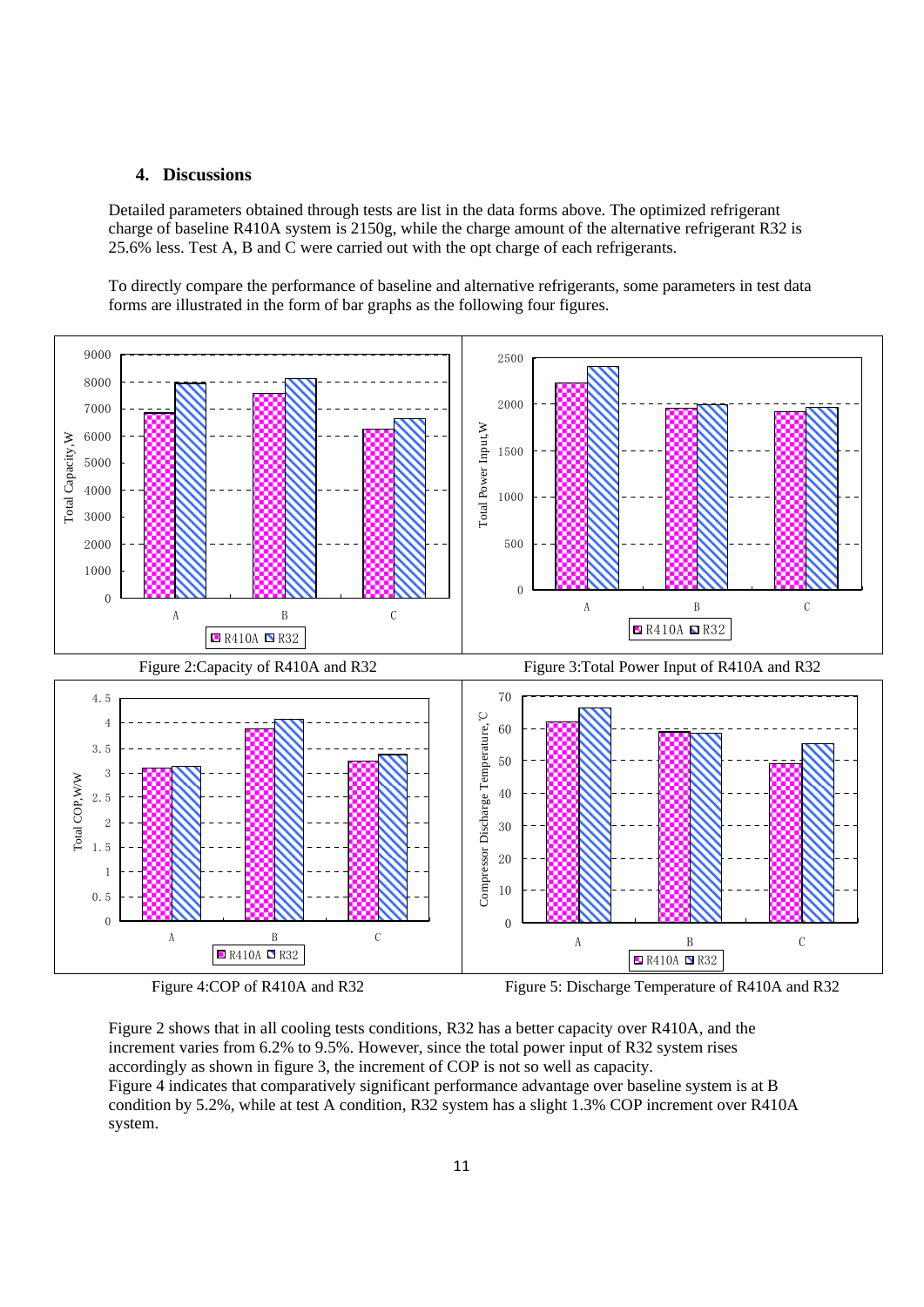## 4. Discussions

Detailed parameters obtained through tests are list in the data forms above. The optimized refrigerant charge of baseline R410A system is 2150g, while the charge amount of the alternative refrigerant R32 is 25.6% less. Test A, B and C were carried out with the opt charge of each refrigerants.

To directly compare the performance of baseline and alternative refrigerants, some parameters in test data forms are illustrated in the form of bar graphs as the following four figures.

Figure 2:Capacity of R410A and R32

Figure 3:Total Power Input of R410A and R32

Figure 4:COP of R410A and R32

Figure 5: Discharge Temperature of R410A and R32

Figure 2 shows that in all cooling tests conditions, R32 has a better capacity over R410A, and the increment varies from 6.2% to 9.5%. However, since the total power input of R32 system rises accordingly as shown in figure 3, the increment of COP is not so well as capacity.
Figure 4 indicates that comparatively significant performance advantage over baseline system is at B condition by 5.2%, while at test A condition, R32 system has a slight 1.3% COP increment over R410A system.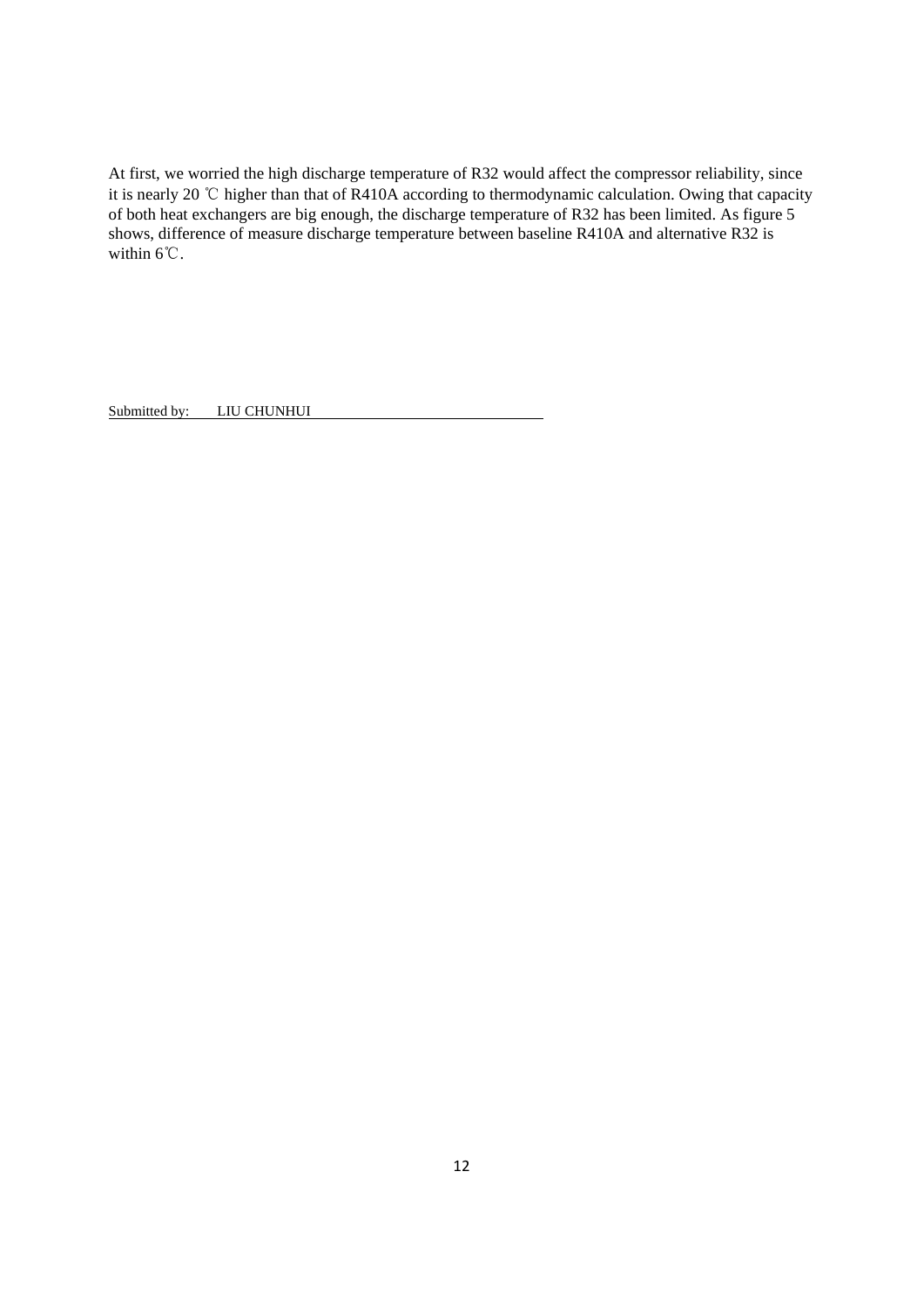At first, we worried the high discharge temperature of R32 would affect the compressor reliability, since it is nearly 20 ℃ higher than that of R410A according to thermodynamic calculation. Owing that capacity of both heat exchangers are big enough, the discharge temperature of R32 has been limited. As figure 5 shows, difference of measure discharge temperature between baseline R410A and alternative R32 is within 6℃.

Submitted by: LIU CHUNHUI